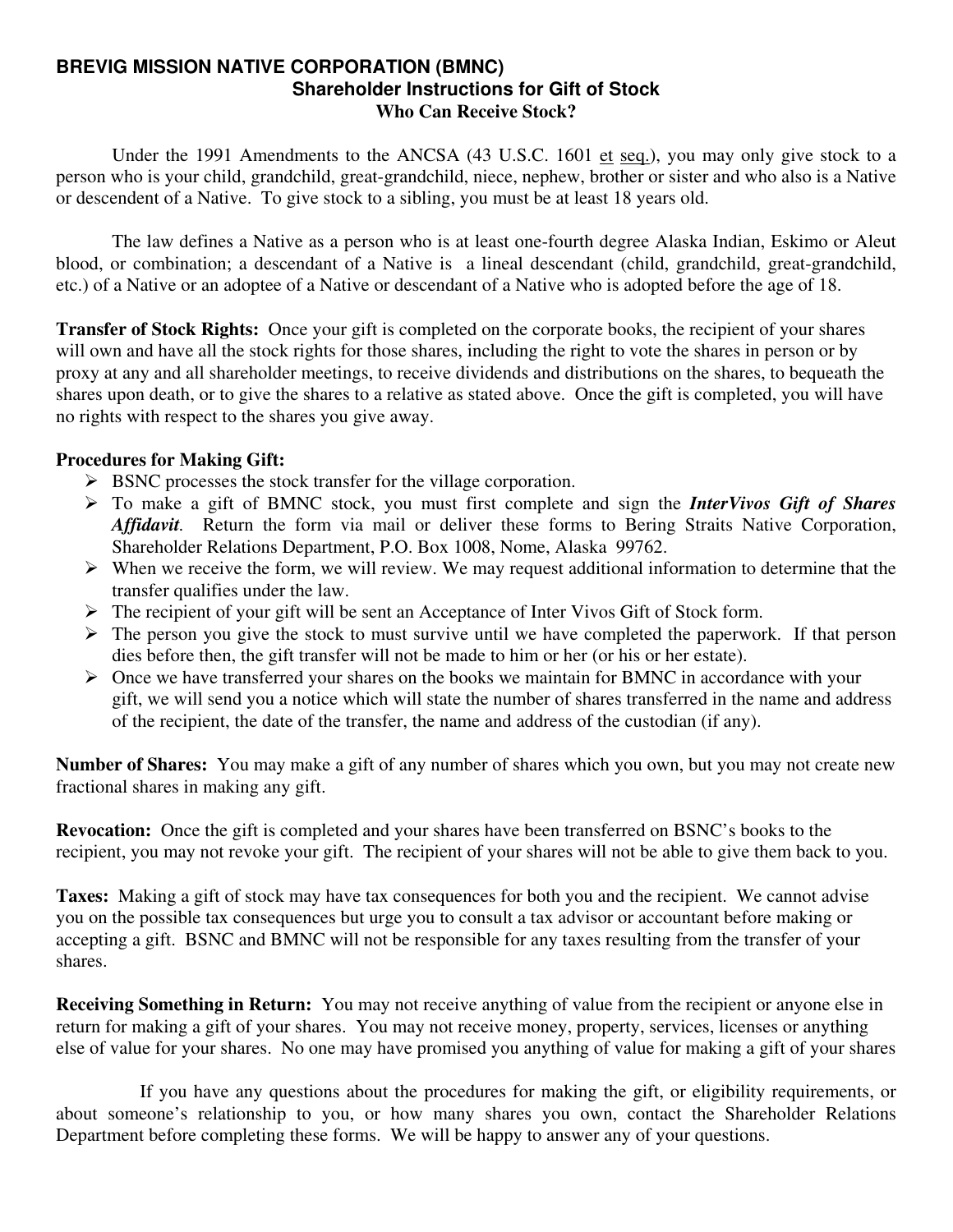# BREVIG MISSION NATIVE CORPORATION (BMNC)

## Shareholder Instructions for Gift of Stock

### Who Can Receive Stock?

Under the 1991 Amendments to the ANCSA (43 U.S.C. 1601 et seq.), you may only give stock to a person who is your child, grandchild, great-grandchild, niece, nephew, brother or sister and who also is a Native or descendent of a Native. To give stock to a sibling, you must be at least 18 years old.

The law defines a Native as a person who is at least one-fourth degree Alaska Indian, Eskimo or Aleut blood, or combination; a descendant of a Native is a lineal descendant (child, grandchild, great-grandchild, etc.) of a Native or an adoptee of a Native or descendant of a Native who is adopted before the age of 18.

**Transfer of Stock Rights:** Once your gift is completed on the corporate books, the recipient of your shares will own and have all the stock rights for those shares, including the right to vote the shares in person or by proxy at any and all shareholder meetings, to receive dividends and distributions on the shares, to bequeath the shares upon death, or to give the shares to a relative as stated above. Once the gift is completed, you will have no rights with respect to the shares you give away.

**Procedures for Making Gift:**

- BSNC processes the stock transfer for the village corporation.
- To make a gift of BMNC stock, you must first complete and sign the ***InterVivos Gift of Shares Affidavit***. Return the form via mail or deliver these forms to Bering Straits Native Corporation, Shareholder Relations Department, P.O. Box 1008, Nome, Alaska 99762.
- When we receive the form, we will review. We may request additional information to determine that the transfer qualifies under the law.
- The recipient of your gift will be sent an Acceptance of Inter Vivos Gift of Stock form.
- The person you give the stock to must survive until we have completed the paperwork. If that person dies before then, the gift transfer will not be made to him or her (or his or her estate).
- Once we have transferred your shares on the books we maintain for BMNC in accordance with your gift, we will send you a notice which will state the number of shares transferred in the name and address of the recipient, the date of the transfer, the name and address of the custodian (if any).

**Number of Shares:** You may make a gift of any number of shares which you own, but you may not create new fractional shares in making any gift.

**Revocation:** Once the gift is completed and your shares have been transferred on BSNC's books to the recipient, you may not revoke your gift. The recipient of your shares will not be able to give them back to you.

**Taxes:** Making a gift of stock may have tax consequences for both you and the recipient. We cannot advise you on the possible tax consequences but urge you to consult a tax advisor or accountant before making or accepting a gift. BSNC and BMNC will not be responsible for any taxes resulting from the transfer of your shares.

**Receiving Something in Return:** You may not receive anything of value from the recipient or anyone else in return for making a gift of your shares. You may not receive money, property, services, licenses or anything else of value for your shares. No one may have promised you anything of value for making a gift of your shares

If you have any questions about the procedures for making the gift, or eligibility requirements, or about someone's relationship to you, or how many shares you own, contact the Shareholder Relations Department before completing these forms. We will be happy to answer any of your questions.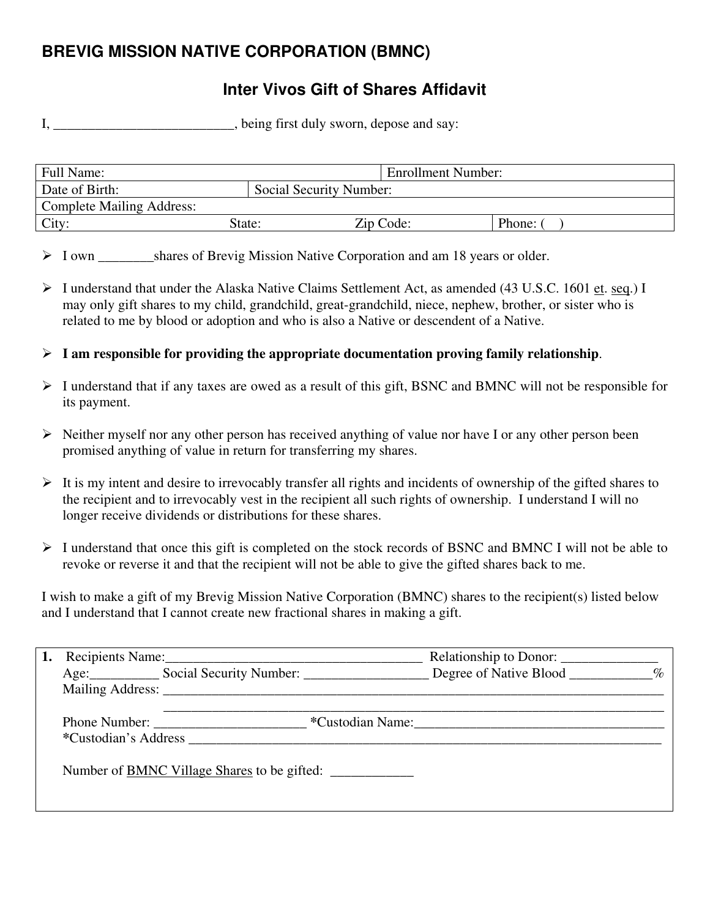# BREVIG MISSION NATIVE CORPORATION (BMNC)

## Inter Vivos Gift of Shares Affidavit

I, __________________________, being first duly sworn, depose and say:

| Full Name: | | Enrollment Number: | |
|---|---|---|---|
| Date of Birth: | Social Security Number: | | |
| Complete Mailing Address: | | | |
| City: State: | Zip Code: | | Phone: ( ) |

- I own ________shares of Brevig Mission Native Corporation and am 18 years or older.
- I understand that under the Alaska Native Claims Settlement Act, as amended (43 U.S.C. 1601 et. seq.) I may only gift shares to my child, grandchild, great-grandchild, niece, nephew, brother, or sister who is related to me by blood or adoption and who is also a Native or descendent of a Native.
- **I am responsible for providing the appropriate documentation proving family relationship**.
- I understand that if any taxes are owed as a result of this gift, BSNC and BMNC will not be responsible for its payment.
- Neither myself nor any other person has received anything of value nor have I or any other person been promised anything of value in return for transferring my shares.
- It is my intent and desire to irrevocably transfer all rights and incidents of ownership of the gifted shares to the recipient and to irrevocably vest in the recipient all such rights of ownership. I understand I will no longer receive dividends or distributions for these shares.
- I understand that once this gift is completed on the stock records of BSNC and BMNC I will not be able to revoke or reverse it and that the recipient will not be able to give the gifted shares back to me.

I wish to make a gift of my Brevig Mission Native Corporation (BMNC) shares to the recipient(s) listed below and I understand that I cannot create new fractional shares in making a gift.

**1.** Recipients Name:_____________________________________ Relationship to Donor: _____________
Age:_________ Social Security Number: _________________ Degree of Native Blood ___________%
Mailing Address: ___________________________________________________________________________
___________________________________________________________________________
Phone Number: _____________________ *Custodian Name:___________________________________
*Custodian's Address _________________________________________________________________

Number of BMNC Village Shares to be gifted: ____________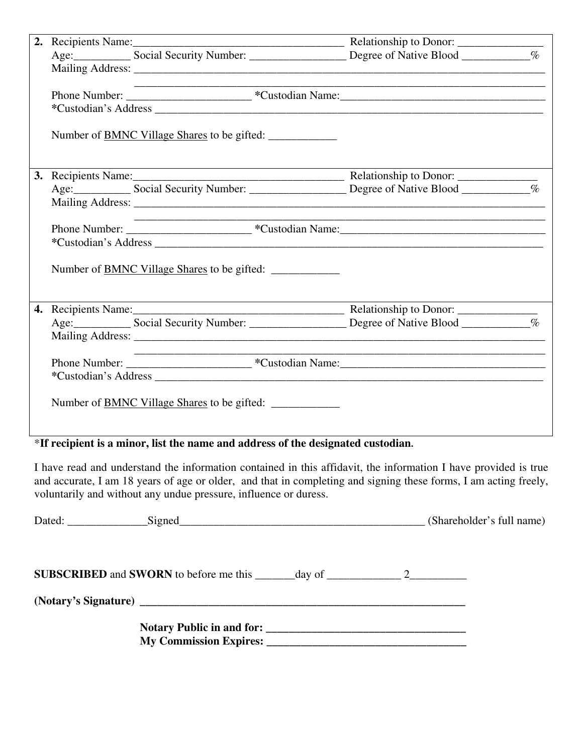2. Recipients Name:_____________________________________ Relationship to Donor: _______________
   Age:__________ Social Security Number: ________________ Degree of Native Blood ____________%
   Mailing Address: ___________________________________________________________________________
   ___________________________________________________________________________
   Phone Number: ______________________ *Custodian Name:_____________________________________
   *Custodian's Address _______________________________________________________________________

   Number of <u>BMNC Village Shares</u> to be gifted: ____________

3. Recipients Name:_____________________________________ Relationship to Donor: ______________
   Age:__________ Social Security Number: ________________ Degree of Native Blood ____________%
   Mailing Address: ___________________________________________________________________________
   ___________________________________________________________________________
   Phone Number: ______________________ *Custodian Name:_____________________________________
   *Custodian's Address _______________________________________________________________________

   Number of <u>BMNC Village Shares</u> to be gifted: ____________

4. Recipients Name:_____________________________________ Relationship to Donor: ______________
   Age:__________ Social Security Number: ________________ Degree of Native Blood ____________%
   Mailing Address: ___________________________________________________________________________
   ___________________________________________________________________________
   Phone Number: ______________________ *Custodian Name:_____________________________________
   *Custodian's Address _______________________________________________________________________

   Number of <u>BMNC Village Shares</u> to be gifted: ____________

*__If recipient is a minor, list the name and address of the designated custodian.__

I have read and understand the information contained in this affidavit, the information I have provided is true and accurate, I am 18 years of age or older, and that in completing and signing these forms, I am acting freely, voluntarily and without any undue pressure, influence or duress.

Dated: ______________Signed____________________________________________ (Shareholder's full name)

**SUBSCRIBED** and **SWORN** to before me this _______day of _____________ 2__________

**(Notary's Signature)** ___________________________________________________________

**Notary Public in and for:** ___________________________________
**My Commission Expires:** ___________________________________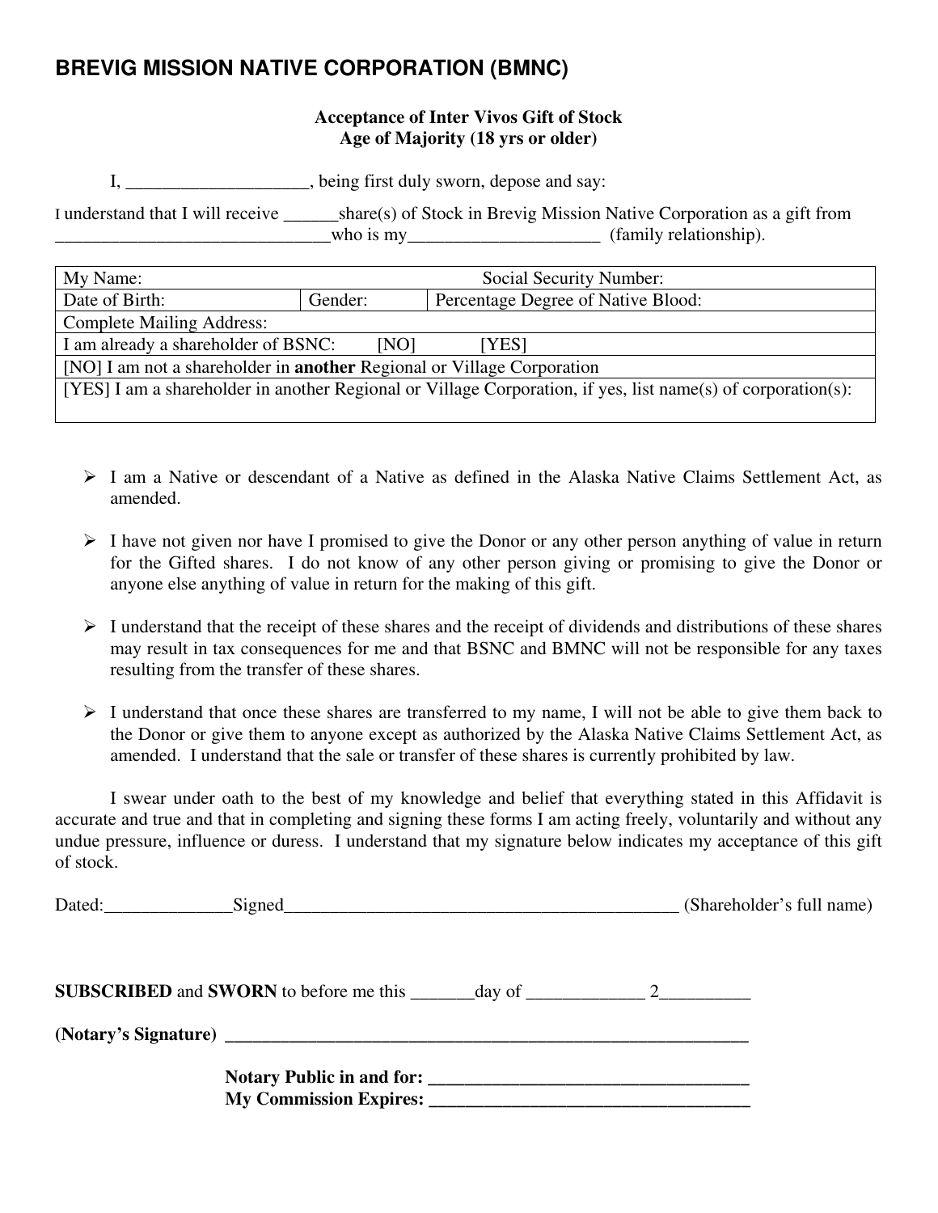# BREVIG MISSION NATIVE CORPORATION (BMNC)

**Acceptance of Inter Vivos Gift of Stock**
**Age of Majority (18 yrs or older)**

I, ____________________, being first duly sworn, depose and say:

I understand that I will receive ______share(s) of Stock in Brevig Mission Native Corporation as a gift from ______________________________who is my_____________________ (family relationship).

| My Name: | | Social Security Number: |
|---|---|---|
| Date of Birth: | Gender: | Percentage Degree of Native Blood: |
| Complete Mailing Address: | | |
| I am already a shareholder of BSNC: [NO] [YES] | | |
| [NO] I am not a shareholder in **another** Regional or Village Corporation | | |
| [YES] I am a shareholder in another Regional or Village Corporation, if yes, list name(s) of corporation(s): | | |

- I am a Native or descendant of a Native as defined in the Alaska Native Claims Settlement Act, as amended.
- I have not given nor have I promised to give the Donor or any other person anything of value in return for the Gifted shares. I do not know of any other person giving or promising to give the Donor or anyone else anything of value in return for the making of this gift.
- I understand that the receipt of these shares and the receipt of dividends and distributions of these shares may result in tax consequences for me and that BSNC and BMNC will not be responsible for any taxes resulting from the transfer of these shares.
- I understand that once these shares are transferred to my name, I will not be able to give them back to the Donor or give them to anyone except as authorized by the Alaska Native Claims Settlement Act, as amended. I understand that the sale or transfer of these shares is currently prohibited by law.

I swear under oath to the best of my knowledge and belief that everything stated in this Affidavit is accurate and true and that in completing and signing these forms I am acting freely, voluntarily and without any undue pressure, influence or duress. I understand that my signature below indicates my acceptance of this gift of stock.

Dated:______________Signed____________________________________________ (Shareholder's full name)

**SUBSCRIBED** and **SWORN** to before me this _______day of _____________ 2__________

**(Notary's Signature)** ____________________________________________________________

**Notary Public in and for:** ___________________________________
**My Commission Expires:** ___________________________________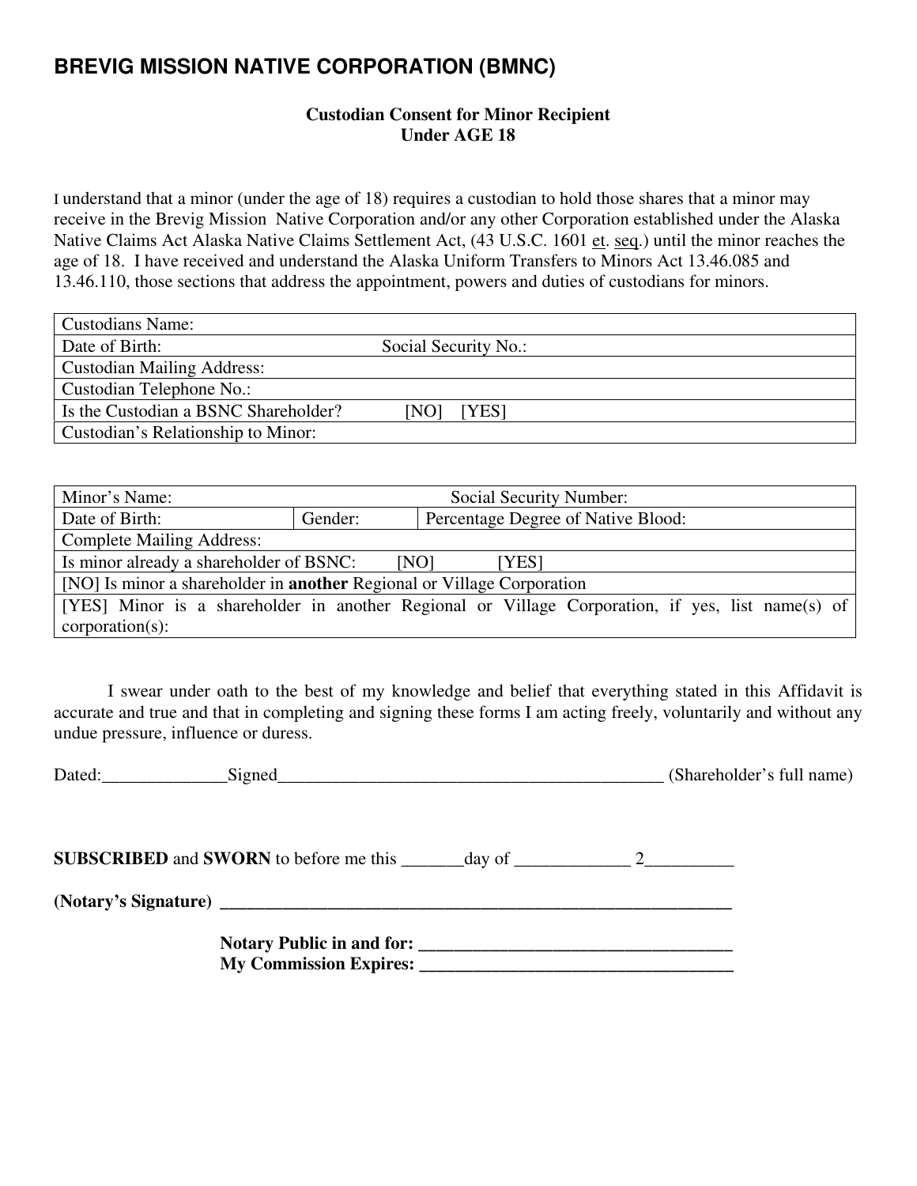# BREVIG MISSION NATIVE CORPORATION (BMNC)

**Custodian Consent for Minor Recipient**
**Under AGE 18**

I understand that a minor (under the age of 18) requires a custodian to hold those shares that a minor may receive in the Brevig Mission Native Corporation and/or any other Corporation established under the Alaska Native Claims Act Alaska Native Claims Settlement Act, (43 U.S.C. 1601 et. seq.) until the minor reaches the age of 18. I have received and understand the Alaska Uniform Transfers to Minors Act 13.46.085 and 13.46.110, those sections that address the appointment, powers and duties of custodians for minors.

| | |
|---|---|
| Custodians Name: | |
| Date of Birth: | Social Security No.: |
| Custodian Mailing Address: | |
| Custodian Telephone No.: | |
| Is the Custodian a BSNC Shareholder? | [NO] [YES] |
| Custodian's Relationship to Minor: | |

| | | |
|---|---|---|
| Minor's Name: | | Social Security Number: |
| Date of Birth: | Gender: | Percentage Degree of Native Blood: |
| Complete Mailing Address: | | |
| Is minor already a shareholder of BSNC: [NO] [YES] | | |
| [NO] Is minor a shareholder in **another** Regional or Village Corporation | | |
| [YES] Minor is a shareholder in another Regional or Village Corporation, if yes, list name(s) of corporation(s): | | |

I swear under oath to the best of my knowledge and belief that everything stated in this Affidavit is accurate and true and that in completing and signing these forms I am acting freely, voluntarily and without any undue pressure, influence or duress.

Dated:______________Signed_____________________________________________ (Shareholder's full name)

**SUBSCRIBED** and **SWORN** to before me this _______day of _____________ 2__________

**(Notary's Signature)** ____________________________________________________________

**Notary Public in and for:** ___________________________________
**My Commission Expires:** ___________________________________